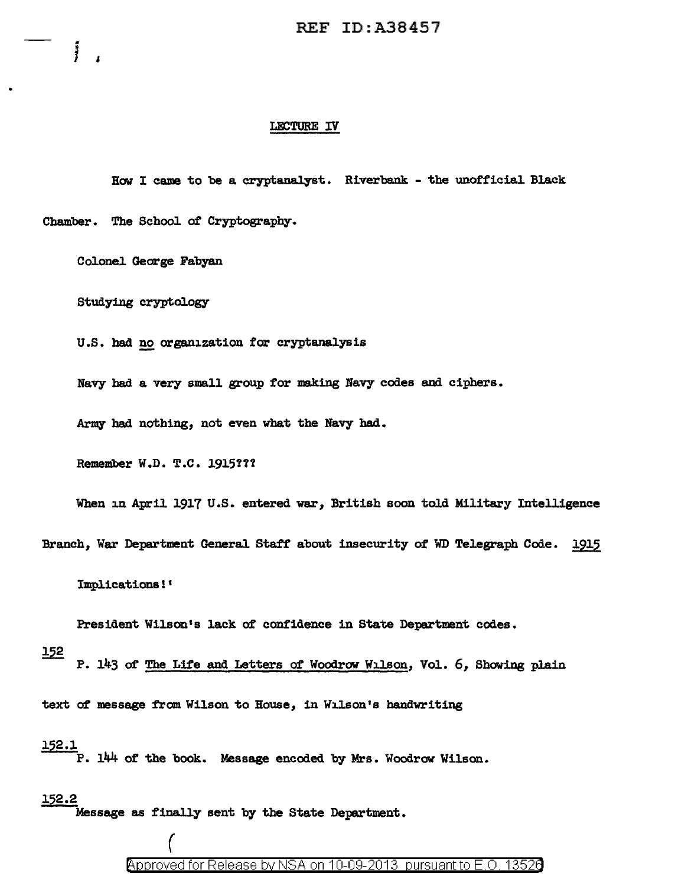REF ID:A38457

## LECTURE IV

How I came to be a cryptanalyst. Riverbank - the unofficial Black Chamber. The School of Cryptography.

Colonel George Fabyan

Studying cryptology

U.S. had no organization for cryptanalysis

Navy had a very small group for making Navy codes and ciphers.

Army had nothing, not even what the Navy had.

Remember W.D. T.C. 1915???

When in April 1917 U.S. entered war, British soon told Military Intelligence Branch, War Department General Staff about insecurity of WD Telegraph Code. 1915

Implications!!

President Wilson's lack of confidence in State Department codes.

152
P. 143 of The Life and Letters of Woodrow Wilson, Vol. 6, Showing plain text of message from Wilson to House, in Wilson's handwriting

152.1
P. 144 of the book. Message encoded by Mrs. Woodrow Wilson.

152.2
Message as finally sent by the State Department.

Approved for Release by NSA on 10-09-2013 pursuant to E.O. 13526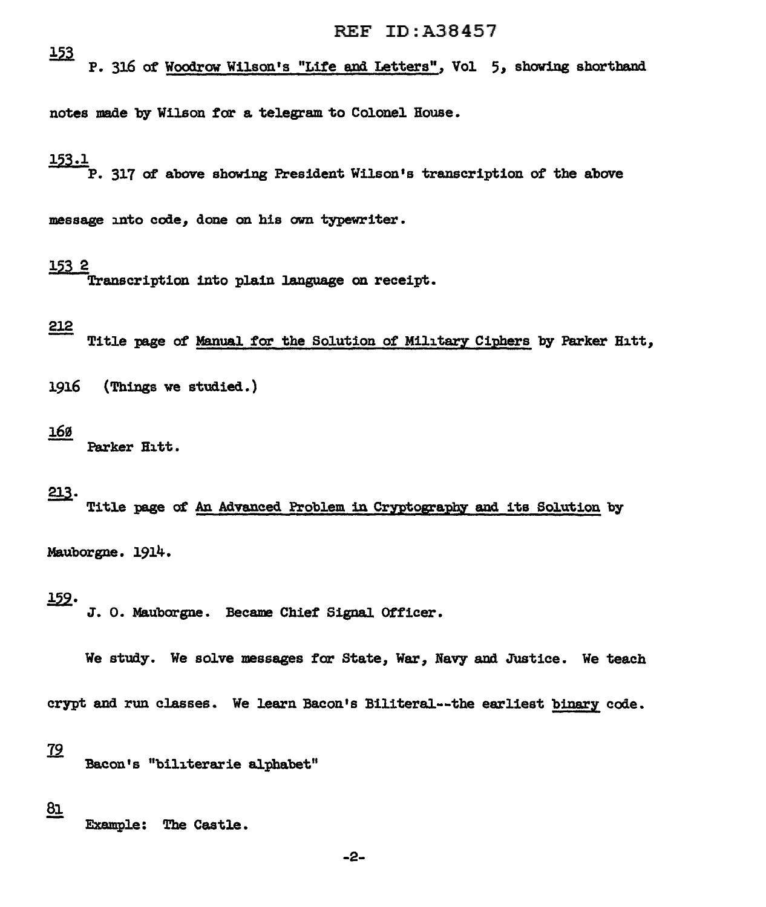REF ID:A38457

153
P. 316 of Woodrow Wilson's "Life and Letters", Vol 5, showing shorthand notes made by Wilson for a telegram to Colonel House.

153.1
P. 317 of above showing President Wilson's transcription of the above message into code, done on his own typewriter.

153 2
Transcription into plain language on receipt.

212
Title page of Manual for the Solution of Military Ciphers by Parker Hitt, 1916 (Things we studied.)

160
Parker Hitt.

213.
Title page of An Advanced Problem in Cryptography and its Solution by Mauborgne. 1914.

159.
J. O. Mauborgne. Became Chief Signal Officer.

We study. We solve messages for State, War, Navy and Justice. We teach crypt and run classes. We learn Bacon's Biliteral--the earliest binary code.

79
Bacon's "biliterarie alphabet"

81
Example: The Castle.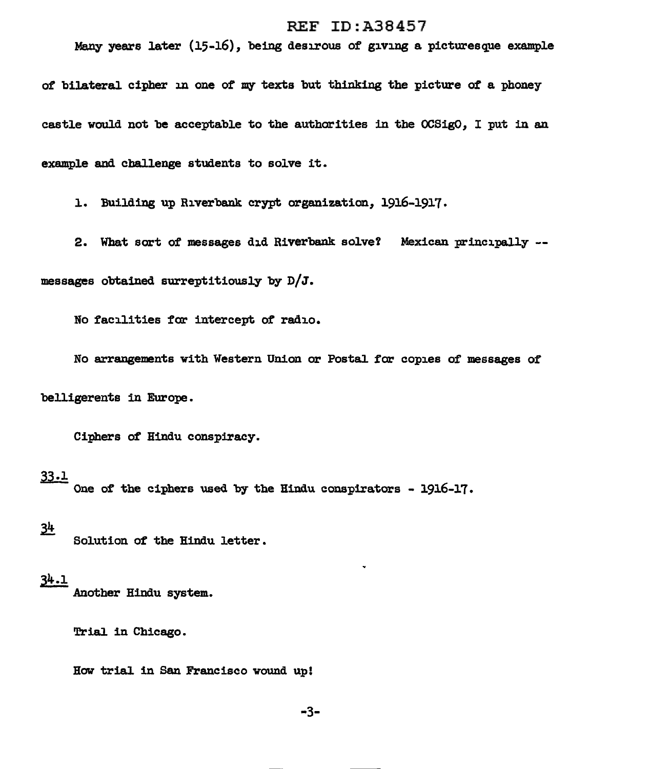Many years later (15-16), being desirous of giving a picturesque example of bilateral cipher in one of my texts but thinking the picture of a phoney castle would not be acceptable to the authorities in the OCSigO, I put in an example and challenge students to solve it.

1. Building up Riverbank crypt organization, 1916-1917.

2. What sort of messages did Riverbank solve? Mexican principally -- messages obtained surreptitiously by D/J.

No facilities for intercept of radio.

No arrangements with Western Union or Postal for copies of messages of belligerents in Europe.

Ciphers of Hindu conspiracy.

33.1 One of the ciphers used by the Hindu conspirators - 1916-17.

34 Solution of the Hindu letter.

34.1 Another Hindu system.

Trial in Chicago.

How trial in San Francisco wound up!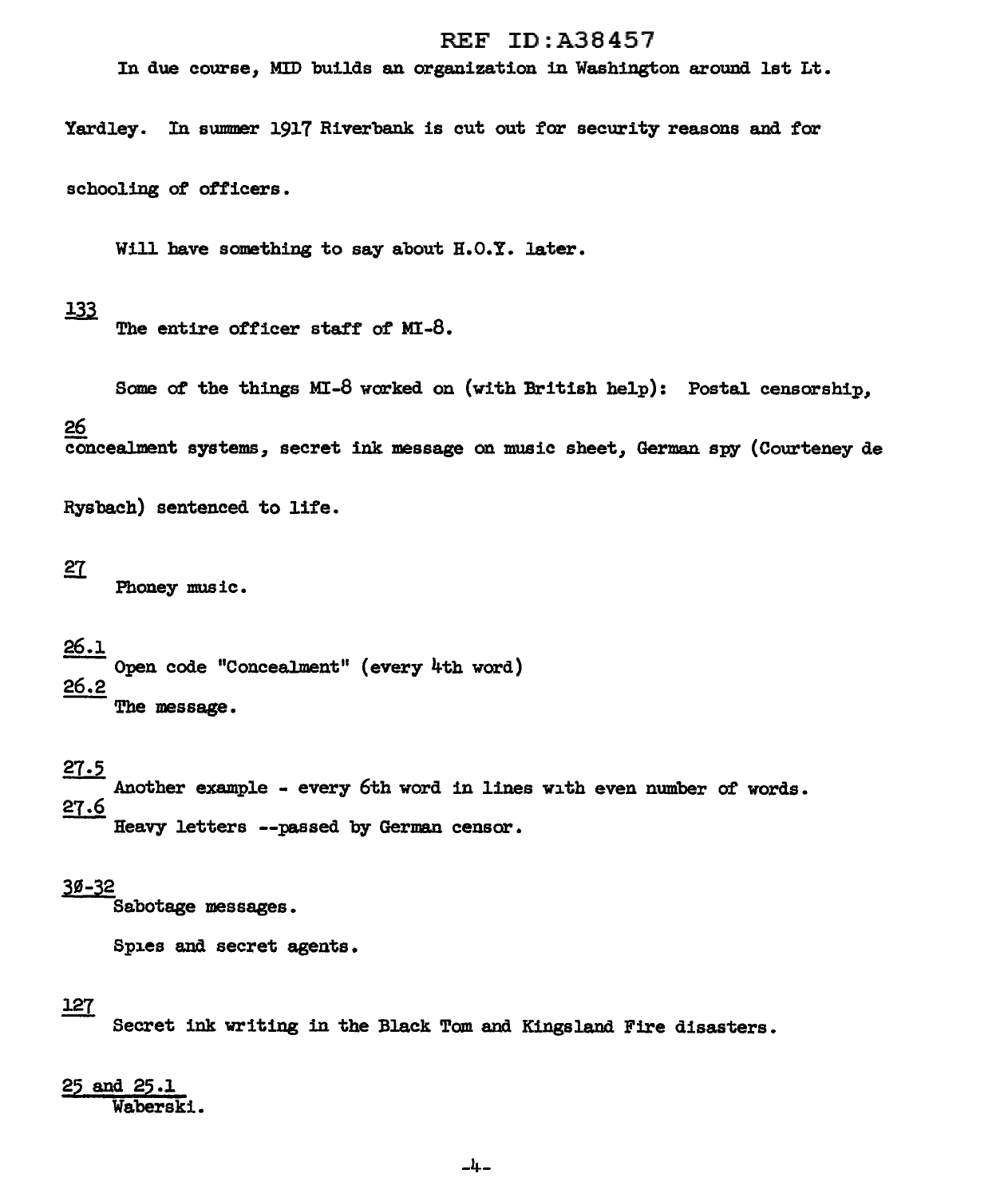In due course, MID builds an organization in Washington around 1st Lt. Yardley. In summer 1917 Riverbank is cut out for security reasons and for schooling of officers.

Will have something to say about H.O.Y. later.

133
The entire officer staff of MI-8.

Some of the things MI-8 worked on (with British help): Postal censorship,

26
concealment systems, secret ink message on music sheet, German spy (Courteney de Rysbach) sentenced to life.

27
Phoney music.

26.1
Open code "Concealment" (every 4th word)

26.2
The message.

27.5
Another example - every 6th word in lines with even number of words.

27.6
Heavy letters --passed by German censor.

30-32
Sabotage messages.

Spies and secret agents.

127
Secret ink writing in the Black Tom and Kingsland Fire disasters.

25 and 25.1
Waberski.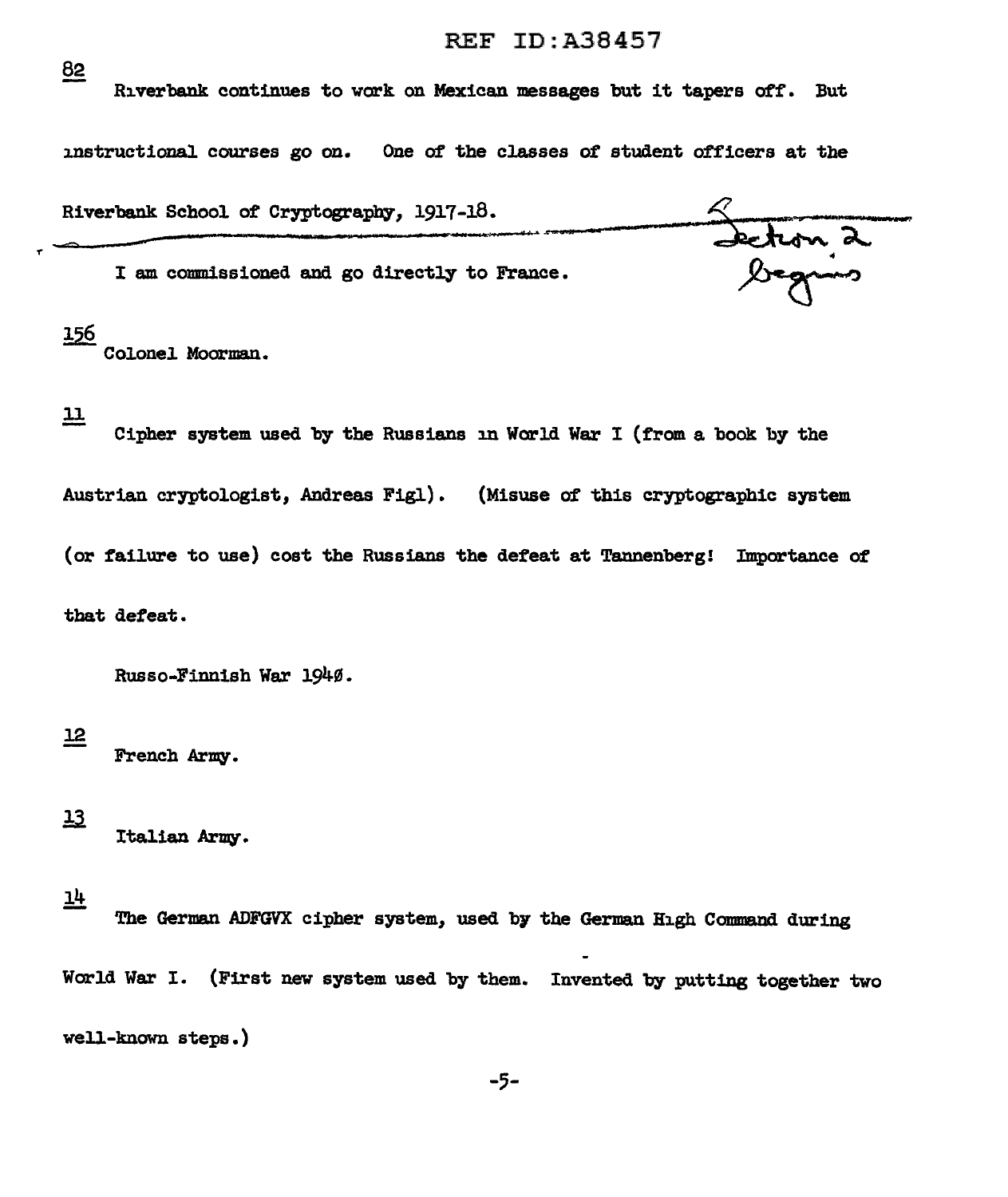82

Riverbank continues to work on Mexican messages but it tapers off. But instructional courses go on. One of the classes of student officers at the Riverbank School of Cryptography, 1917-18.

---

Section 2 begins

I am commissioned and go directly to France.

156

Colonel Moorman.

11

Cipher system used by the Russians in World War I (from a book by the Austrian cryptologist, Andreas Figl). (Misuse of this cryptographic system (or failure to use) cost the Russians the defeat at Tannenberg! Importance of that defeat.

Russo-Finnish War 1940.

12

French Army.

13

Italian Army.

14

The German ADFGVX cipher system, used by the German High Command during World War I. (First new system used by them. Invented by putting together two well-known steps.)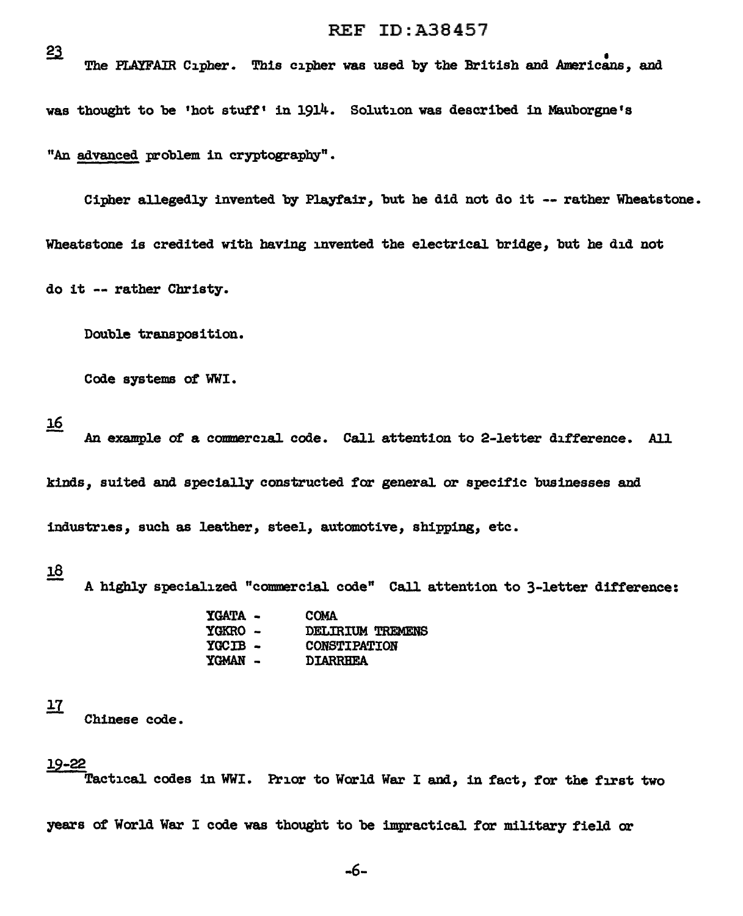23

The PLAYFAIR Cipher. This cipher was used by the British and Americans, and was thought to be 'hot stuff' in 1914. Solution was described in Mauborgne's "An advanced problem in cryptography".

Cipher allegedly invented by Playfair, but he did not do it -- rather Wheatstone. Wheatstone is credited with having invented the electrical bridge, but he did not do it -- rather Christy.

Double transposition.

Code systems of WWI.

16

An example of a commercial code. Call attention to 2-letter difference. All kinds, suited and specially constructed for general or specific businesses and industries, such as leather, steel, automotive, shipping, etc.

18

A highly specialized "commercial code" Call attention to 3-letter difference:

| | |
|---|---|
| YGATA - | COMA |
| YGKRO - | DELIRIUM TREMENS |
| YGCIB - | CONSTIPATION |
| YGMAN - | DIARRHEA |

17

Chinese code.

19-22

Tactical codes in WWI. Prior to World War I and, in fact, for the first two years of World War I code was thought to be impractical for military field or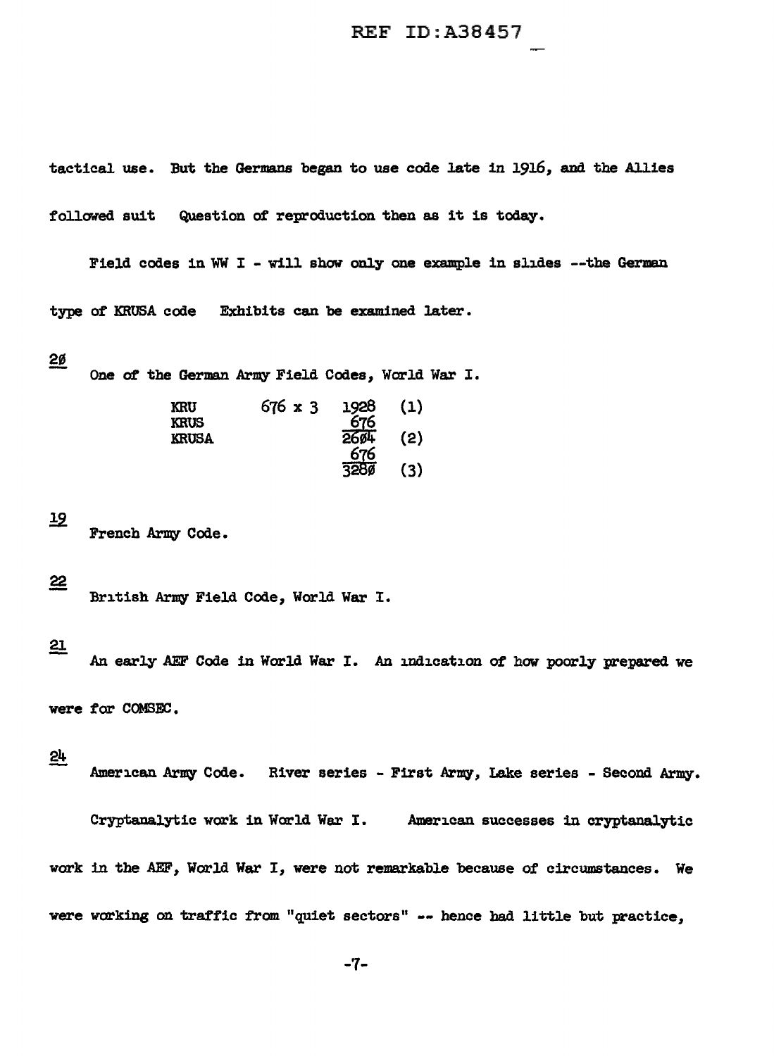tactical use. But the Germans began to use code late in 1916, and the Allies followed suit Question of reproduction then as it is today.

Field codes in WW I - will show only one example in slides --the German type of KRUSA code Exhibits can be examined later.

20

One of the German Army Field Codes, World War I.

```
KRU      676 x 3   1928   (1)
KRUS                676
KRUSA              2604   (2)
                    676
                   3280   (3)
```

19

French Army Code.

22

British Army Field Code, World War I.

21

An early AEF Code in World War I. An indication of how poorly prepared we were for COMSEC.

24

American Army Code. River series - First Army, Lake series - Second Army.

Cryptanalytic work in World War I. American successes in cryptanalytic work in the AEF, World War I, were not remarkable because of circumstances. We were working on traffic from "quiet sectors" -- hence had little but practice,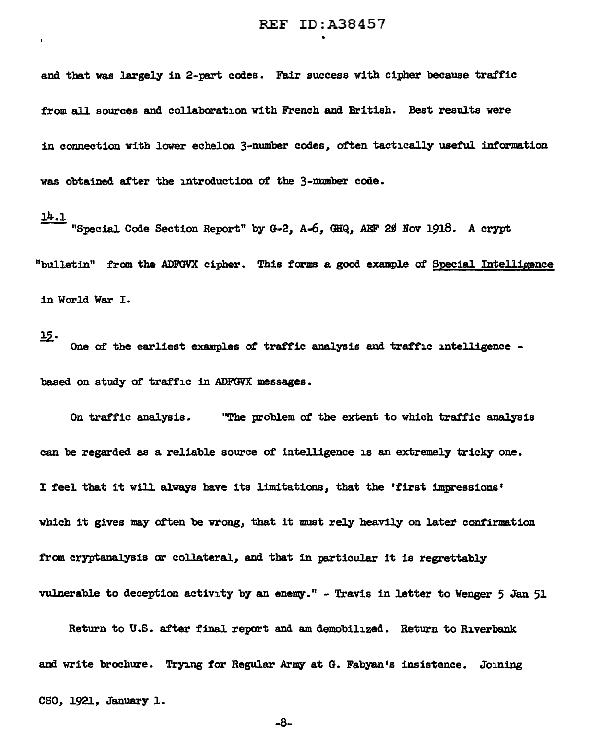and that was largely in 2-part codes. Fair success with cipher because traffic from all sources and collaboration with French and British. Best results were in connection with lower echelon 3-number codes, often tactically useful information was obtained after the introduction of the 3-number code.

14.1 "Special Code Section Report" by G-2, A-6, GHQ, AEF 20 Nov 1918. A crypt "bulletin" from the ADFGVX cipher. This forms a good example of Special Intelligence in World War I.

15. One of the earliest examples of traffic analysis and traffic intelligence - based on study of traffic in ADFGVX messages.

On traffic analysis. "The problem of the extent to which traffic analysis can be regarded as a reliable source of intelligence is an extremely tricky one. I feel that it will always have its limitations, that the 'first impressions' which it gives may often be wrong, that it must rely heavily on later confirmation from cryptanalysis or collateral, and that in particular it is regrettably vulnerable to deception activity by an enemy." - Travis in letter to Wenger 5 Jan 51

Return to U.S. after final report and am demobilized. Return to Riverbank and write brochure. Trying for Regular Army at G. Fabyan's insistence. Joining CSO, 1921, January 1.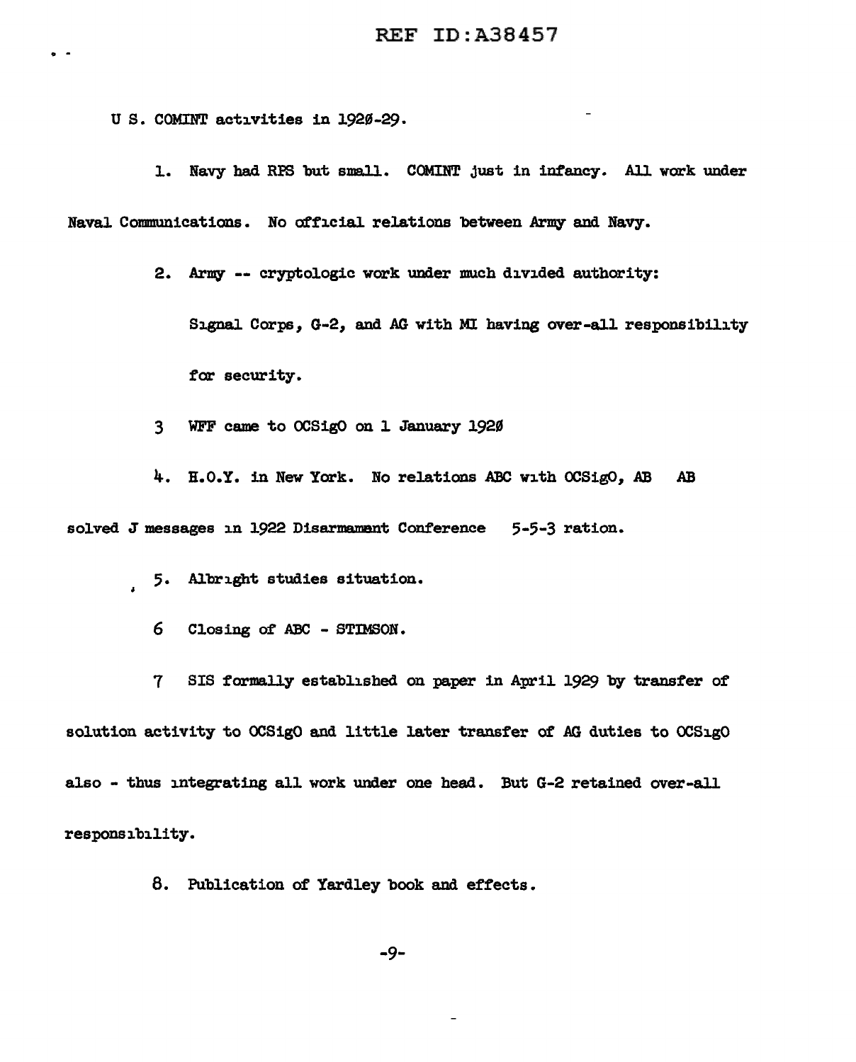U S. COMINT activities in 1920-29.

1. Navy had RPS but small. COMINT just in infancy. All work under Naval Communications. No official relations between Army and Navy.

2. Army -- cryptologic work under much divided authority:

   Signal Corps, G-2, and AG with MI having over-all responsibility for security.

3 WFF came to OCSigO on 1 January 1920

4. H.O.Y. in New York. No relations ABC with OCSigO, AB AB solved J messages in 1922 Disarmament Conference 5-5-3 ration.

5. Albright studies situation.

6 Closing of ABC - STIMSON.

7 SIS formally established on paper in April 1929 by transfer of solution activity to OCSigO and little later transfer of AG duties to OCSigO also - thus integrating all work under one head. But G-2 retained over-all responsibility.

8. Publication of Yardley book and effects.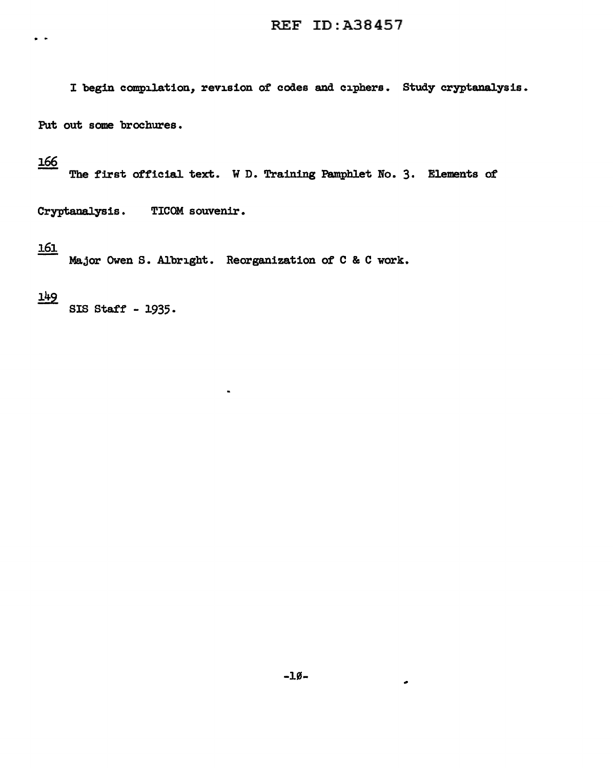I begin compilation, revision of codes and ciphers. Study cryptanalysis. Put out some brochures.

166
The first official text. W D. Training Pamphlet No. 3. Elements of Cryptanalysis. TICOM souvenir.

161
Major Owen S. Albright. Reorganization of C & C work.

149
SIS Staff - 1935.